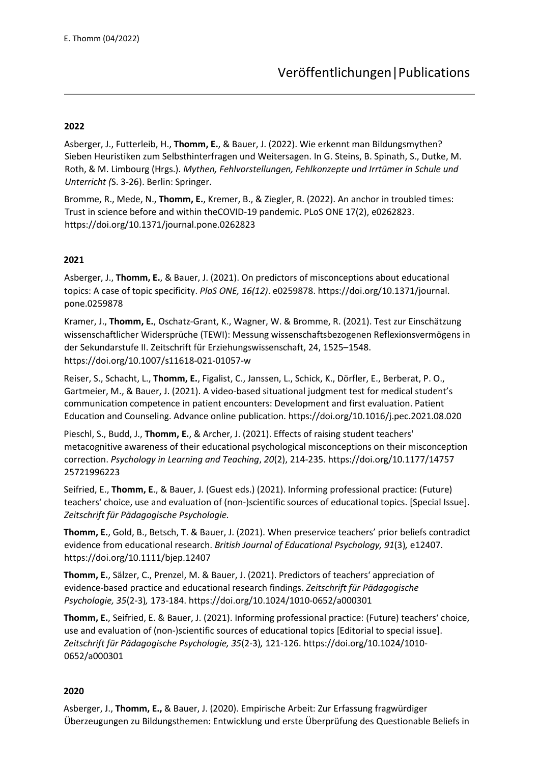# Veröffentlichungen|Publications

## 2022

Asberger, J., Futterleib, H., **Thomm, E.**, & Bauer, J. (2022). Wie erkennt man Bildungsmythen? Sieben Heuristiken zum Selbsthinterfragen und Weitersagen. In G. Steins, B. Spinath, S., Dutke, M. Roth, & M. Limbourg (Hrgs.). *Mythen, Fehlvorstellungen, Fehlkonzepte und Irrtümer in Schule und Unterricht (*S. 3-26). Berlin: Springer.

Bromme, R., Mede, N., **Thomm, E.**, Kremer, B., & Ziegler, R. (2022). An anchor in troubled times: Trust in science before and within theCOVID-19 pandemic. PLoS ONE 17(2), e0262823. https://doi.org/10.1371/journal.pone.0262823

## 2021

Asberger, J., **Thomm, E.**, & Bauer, J. (2021). On predictors of misconceptions about educational topics: A case of topic specificity. *PloS ONE, 16(12)*. e0259878. https://doi.org/10.1371/journal.pone.0259878

Kramer, J., **Thomm, E.**, Oschatz-Grant, K., Wagner, W. & Bromme, R. (2021). Test zur Einschätzung wissenschaftlicher Widersprüche (TEWI): Messung wissenschaftsbezogenen Reflexionsvermögens in der Sekundarstufe II. Zeitschrift für Erziehungswissenschaft, 24, 1525–1548. https://doi.org/10.1007/s11618-021-01057-w

Reiser, S., Schacht, L., **Thomm, E.**, Figalist, C., Janssen, L., Schick, K., Dörfler, E., Berberat, P. O., Gartmeier, M., & Bauer, J. (2021). A video-based situational judgment test for medical student's communication competence in patient encounters: Development and first evaluation. Patient Education and Counseling. Advance online publication. https://doi.org/10.1016/j.pec.2021.08.020

Pieschl, S., Budd, J., **Thomm, E.**, & Archer, J. (2021). Effects of raising student teachers' metacognitive awareness of their educational psychological misconceptions on their misconception correction. *Psychology in Learning and Teaching*, *20*(2), 214-235. https://doi.org/10.1177/14757 25721996223

Seifried, E., **Thomm, E**., & Bauer, J. (Guest eds.) (2021). Informing professional practice: (Future) teachers' choice, use and evaluation of (non-)scientific sources of educational topics. [Special Issue]. *Zeitschrift für Pädagogische Psychologie.*

**Thomm, E.**, Gold, B., Betsch, T. & Bauer, J. (2021). When preservice teachers' prior beliefs contradict evidence from educational research. *British Journal of Educational Psychology, 91*(3)*,* e12407. https://doi.org/10.1111/bjep.12407

**Thomm, E.**, Sälzer, C., Prenzel, M. & Bauer, J. (2021). Predictors of teachers' appreciation of evidence-based practice and educational research findings. *Zeitschrift für Pädagogische Psychologie, 35*(2-3)*,* 173-184. https://doi.org/10.1024/1010-0652/a000301

**Thomm, E.**, Seifried, E. & Bauer, J. (2021). Informing professional practice: (Future) teachers' choice, use and evaluation of (non-)scientific sources of educational topics [Editorial to special issue]. *Zeitschrift für Pädagogische Psychologie, 35*(2-3)*,* 121-126. https://doi.org/10.1024/1010-0652/a000301

## 2020

Asberger, J., **Thomm, E.,** & Bauer, J. (2020). Empirische Arbeit: Zur Erfassung fragwürdiger Überzeugungen zu Bildungsthemen: Entwicklung und erste Überprüfung des Questionable Beliefs in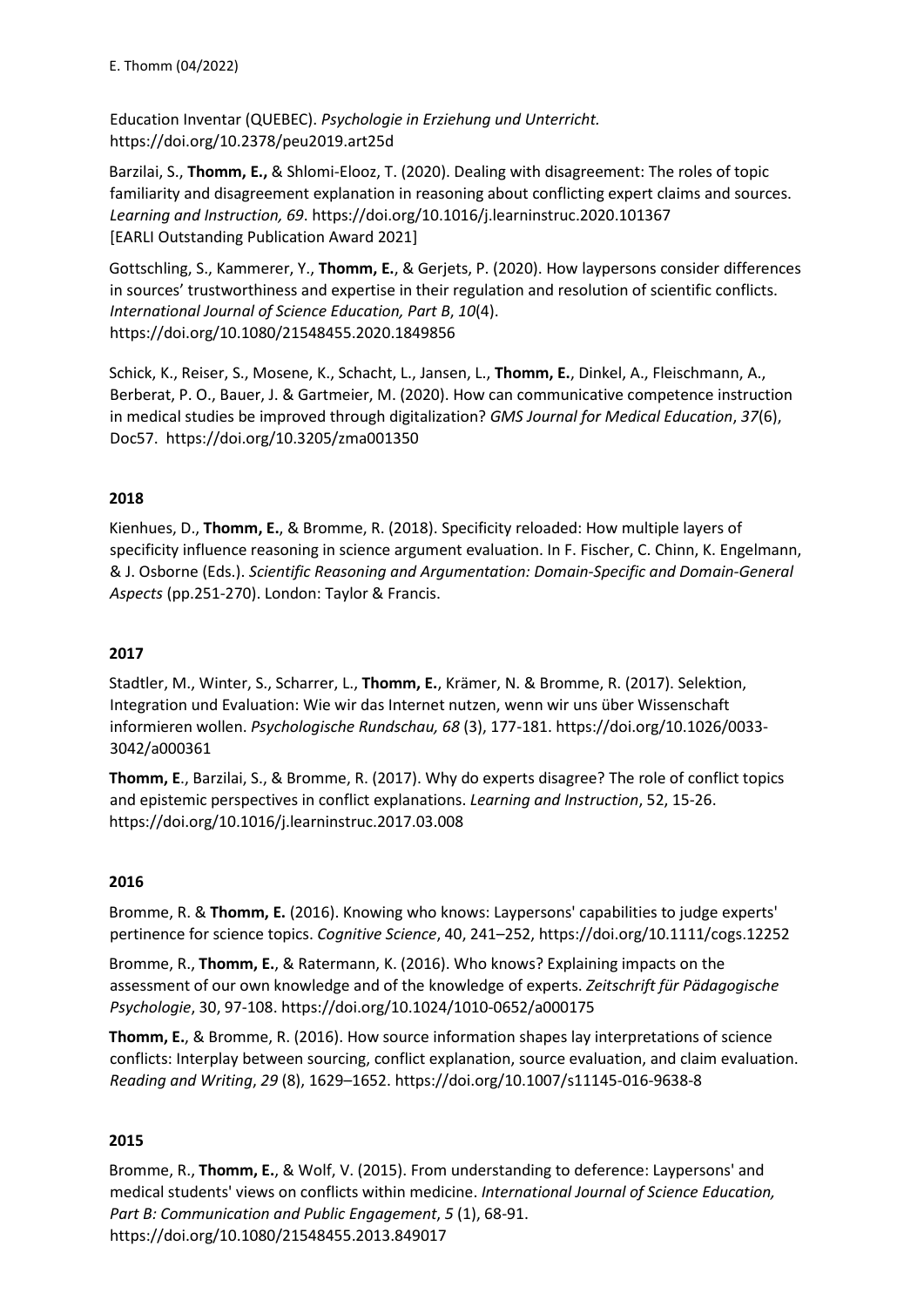Education Inventar (QUEBEC). *Psychologie in Erziehung und Unterricht.* https://doi.org/10.2378/peu2019.art25d

Barzilai, S., **Thomm, E.,** & Shlomi-Elooz, T. (2020). Dealing with disagreement: The roles of topic familiarity and disagreement explanation in reasoning about conflicting expert claims and sources. *Learning and Instruction, 69*. https://doi.org/10.1016/j.learninstruc.2020.101367
[EARLI Outstanding Publication Award 2021]

Gottschling, S., Kammerer, Y., **Thomm, E.**, & Gerjets, P. (2020). How laypersons consider differences in sources' trustworthiness and expertise in their regulation and resolution of scientific conflicts. *International Journal of Science Education, Part B*, *10*(4). https://doi.org/10.1080/21548455.2020.1849856

Schick, K., Reiser, S., Mosene, K., Schacht, L., Jansen, L., **Thomm, E.**, Dinkel, A., Fleischmann, A., Berberat, P. O., Bauer, J. & Gartmeier, M. (2020). How can communicative competence instruction in medical studies be improved through digitalization? *GMS Journal for Medical Education*, *37*(6), Doc57. https://doi.org/10.3205/zma001350

**2018**

Kienhues, D., **Thomm, E.**, & Bromme, R. (2018). Specificity reloaded: How multiple layers of specificity influence reasoning in science argument evaluation. In F. Fischer, C. Chinn, K. Engelmann, & J. Osborne (Eds.). *Scientific Reasoning and Argumentation: Domain-Specific and Domain-General Aspects* (pp.251-270). London: Taylor & Francis.

**2017**

Stadtler, M., Winter, S., Scharrer, L., **Thomm, E.**, Krämer, N. & Bromme, R. (2017). Selektion, Integration und Evaluation: Wie wir das Internet nutzen, wenn wir uns über Wissenschaft informieren wollen. *Psychologische Rundschau, 68* (3), 177-181. https://doi.org/10.1026/0033-3042/a000361

**Thomm, E**., Barzilai, S., & Bromme, R. (2017). Why do experts disagree? The role of conflict topics and epistemic perspectives in conflict explanations. *Learning and Instruction*, 52, 15-26. https://doi.org/10.1016/j.learninstruc.2017.03.008

**2016**

Bromme, R. & **Thomm, E.** (2016). Knowing who knows: Laypersons' capabilities to judge experts' pertinence for science topics. *Cognitive Science*, 40, 241–252, https://doi.org/10.1111/cogs.12252

Bromme, R., **Thomm, E.**, & Ratermann, K. (2016). Who knows? Explaining impacts on the assessment of our own knowledge and of the knowledge of experts. *Zeitschrift für Pädagogische Psychologie*, 30, 97-108. https://doi.org/10.1024/1010-0652/a000175

**Thomm, E.**, & Bromme, R. (2016). How source information shapes lay interpretations of science conflicts: Interplay between sourcing, conflict explanation, source evaluation, and claim evaluation. *Reading and Writing*, *29* (8), 1629–1652. https://doi.org/10.1007/s11145-016-9638-8

**2015**

Bromme, R., **Thomm, E.**, & Wolf, V. (2015). From understanding to deference: Laypersons' and medical students' views on conflicts within medicine. *International Journal of Science Education, Part B: Communication and Public Engagement*, *5* (1), 68-91. https://doi.org/10.1080/21548455.2013.849017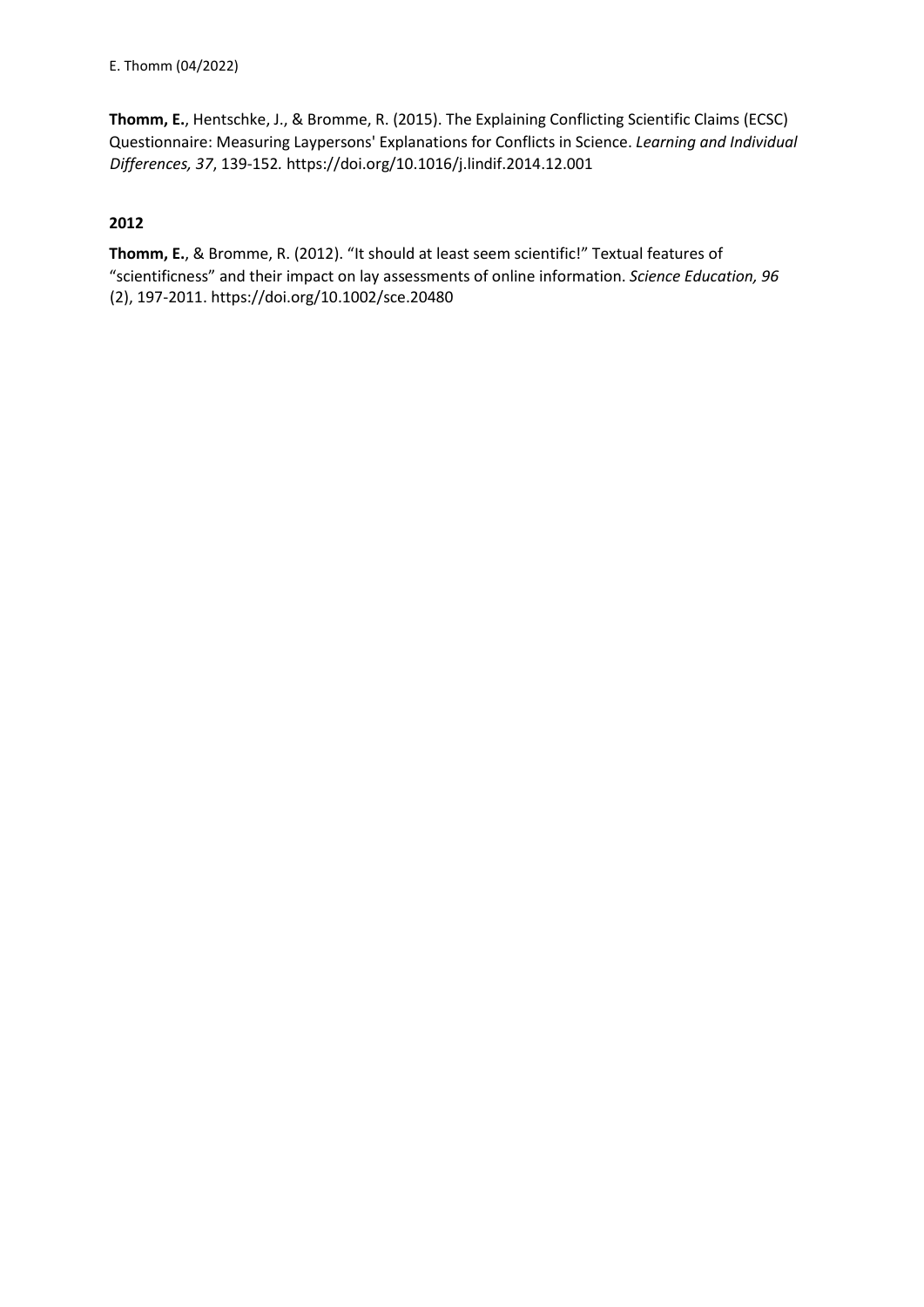**Thomm, E.**, Hentschke, J., & Bromme, R. (2015). The Explaining Conflicting Scientific Claims (ECSC) Questionnaire: Measuring Laypersons' Explanations for Conflicts in Science. *Learning and Individual Differences, 37*, 139-152. https://doi.org/10.1016/j.lindif.2014.12.001

**2012**

**Thomm, E.**, & Bromme, R. (2012). "It should at least seem scientific!" Textual features of "scientificness" and their impact on lay assessments of online information. *Science Education, 96* (2), 197-2011. https://doi.org/10.1002/sce.20480